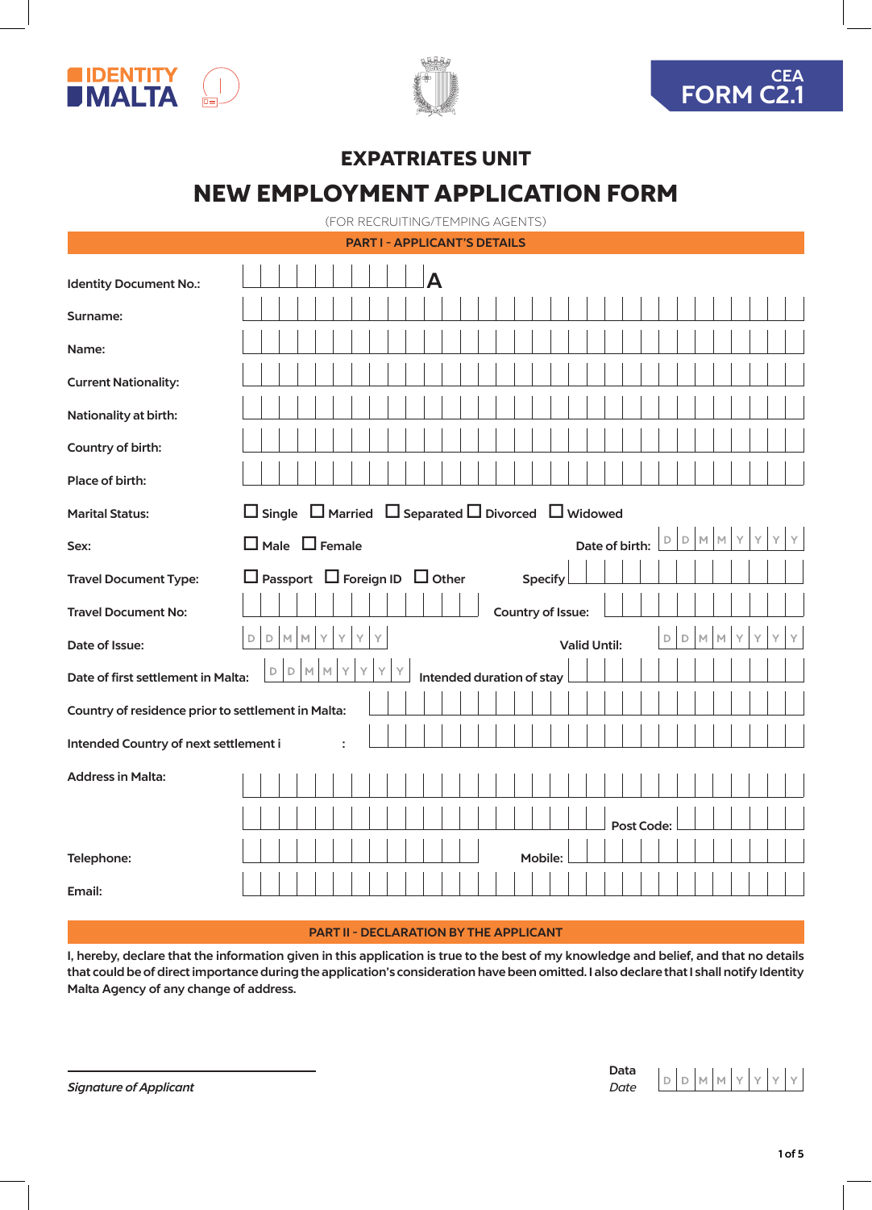IDENTITY MALTA

CEA
FORM C2.1

# EXPATRIATES UNIT

# NEW EMPLOYMENT APPLICATION FORM

(FOR RECRUITING/TEMPING AGENTS)

## PART I - APPLICANT'S DETAILS

Identity Document No.: A

Surname:

Name:

Current Nationality:

Nationality at birth:

Country of birth:

Place of birth:

Marital Status: ☐ Single ☐ Married ☐ Separated ☐ Divorced ☐ Widowed

Sex: ☐ Male ☐ Female Date of birth: D D M M Y Y Y Y

Travel Document Type: ☐ Passport ☐ Foreign ID ☐ Other Specify

Travel Document No: Country of Issue:

Date of Issue: D D M M Y Y Y Y Valid Until: D D M M Y Y Y Y

Date of first settlement in Malta: D D M M Y Y Y Y Intended duration of stay

Country of residence prior to settlement in Malta:

Intended Country of next settlement i :

Address in Malta:

Post Code:

Telephone: Mobile:

Email:

## PART II - DECLARATION BY THE APPLICANT

I, hereby, declare that the information given in this application is true to the best of my knowledge and belief, and that no details that could be of direct importance during the application's consideration have been omitted. I also declare that I shall notify Identity Malta Agency of any change of address.

*Signature of Applicant*

Data
*Date* D D M M Y Y Y Y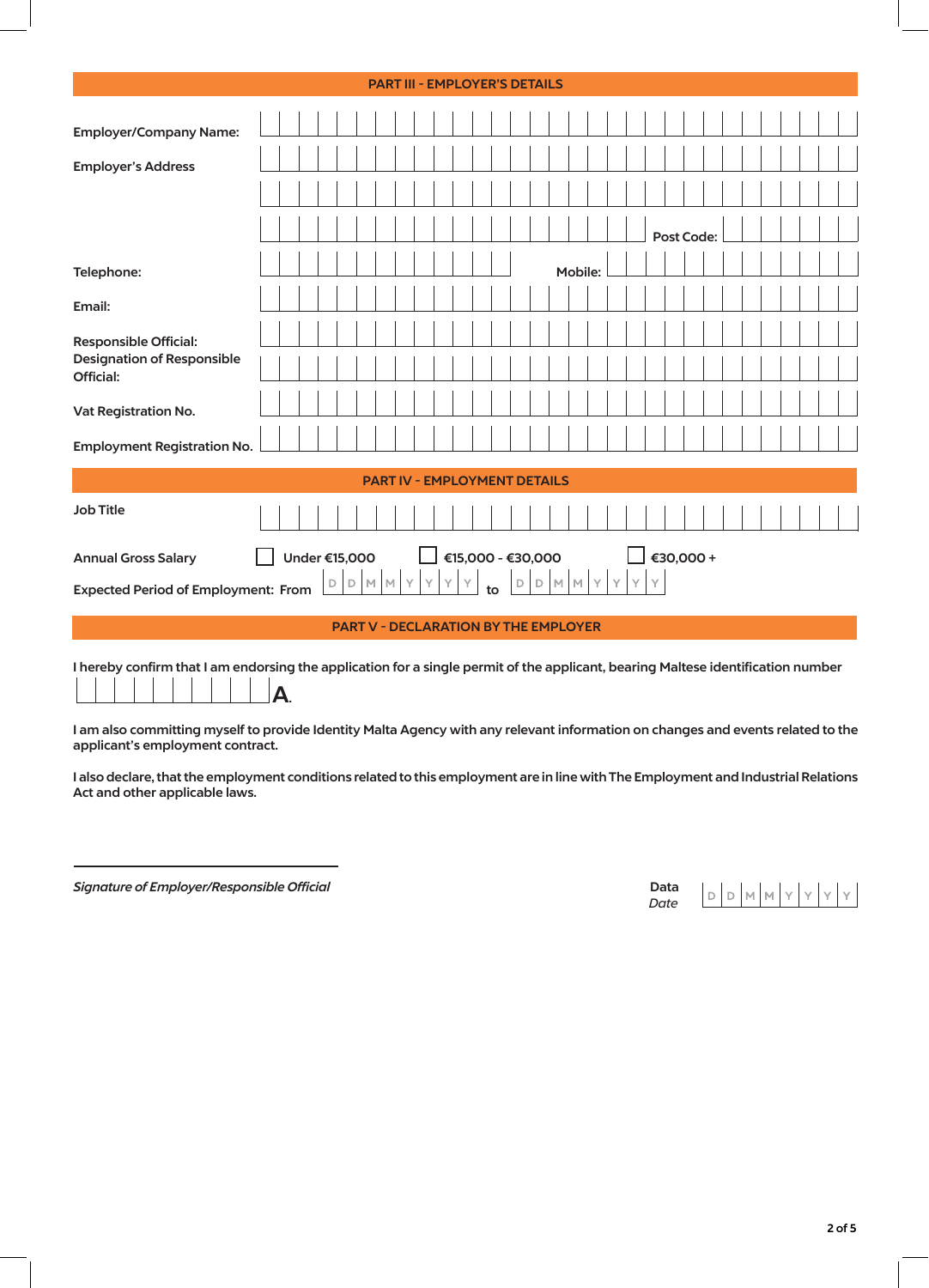## PART III - EMPLOYER'S DETAILS

**Employer/Company Name:**

**Employer's Address**

**Post Code:**

**Telephone:** **Mobile:**

**Email:**

**Responsible Official:**

**Designation of Responsible Official:**

**Vat Registration No.**

**Employment Registration No.**

## PART IV - EMPLOYMENT DETAILS

**Job Title**

**Annual Gross Salary** ☐ Under €15,000 ☐ €15,000 - €30,000 ☐ €30,000 +

**Expected Period of Employment: From** D D M M Y Y Y Y **to** D D M M Y Y Y Y

## PART V - DECLARATION BY THE EMPLOYER

**I hereby confirm that I am endorsing the application for a single permit of the applicant, bearing Maltese identification number** __________ **A.**

**I am also committing myself to provide Identity Malta Agency with any relevant information on changes and events related to the applicant's employment contract.**

**I also declare, that the employment conditions related to this employment are in line with The Employment and Industrial Relations Act and other applicable laws.**

______________________________

***Signature of Employer/Responsible Official***

**Data**
*Date* D D M M Y Y Y Y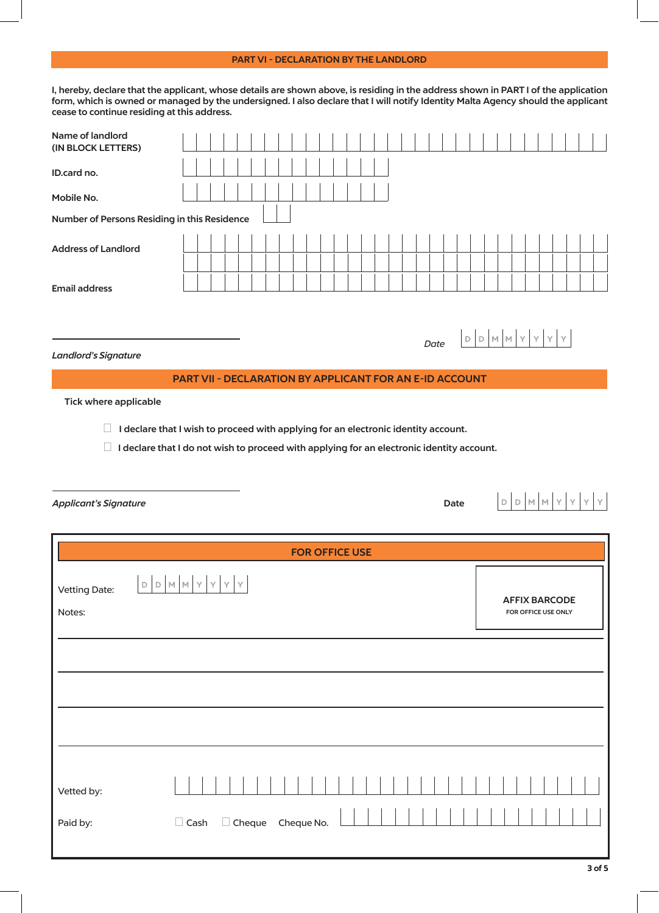## PART VI - DECLARATION BY THE LANDLORD

**I, hereby, declare that the applicant, whose details are shown above, is residing in the address shown in PART I of the application form, which is owned or managed by the undersigned. I also declare that I will notify Identity Malta Agency should the applicant cease to continue residing at this address.**

**Name of landlord (IN BLOCK LETTERS)** ____________________

**ID.card no.** ____________________

**Mobile No.** ____________________

**Number of Persons Residing in this Residence** ____

**Address of Landlord** ____________________

____________________

**Email address** ____________________

____________________
***Landlord's Signature***

*Date* D D M M Y Y Y Y

## PART VII - DECLARATION BY APPLICANT FOR AN E-ID ACCOUNT

**Tick where applicable**

- ☐ **I declare that I wish to proceed with applying for an electronic identity account.**
- ☐ **I declare that I do not wish to proceed with applying for an electronic identity account.**

____________________
***Applicant's Signature***

**Date** D D M M Y Y Y Y

## FOR OFFICE USE

Vetting Date: D D M M Y Y Y Y

**AFFIX BARCODE**
**FOR OFFICE USE ONLY**

Notes:

____________________

____________________

____________________

____________________

Vetted by: ____________________

Paid by: ☐ Cash ☐ Cheque Cheque No. ____________________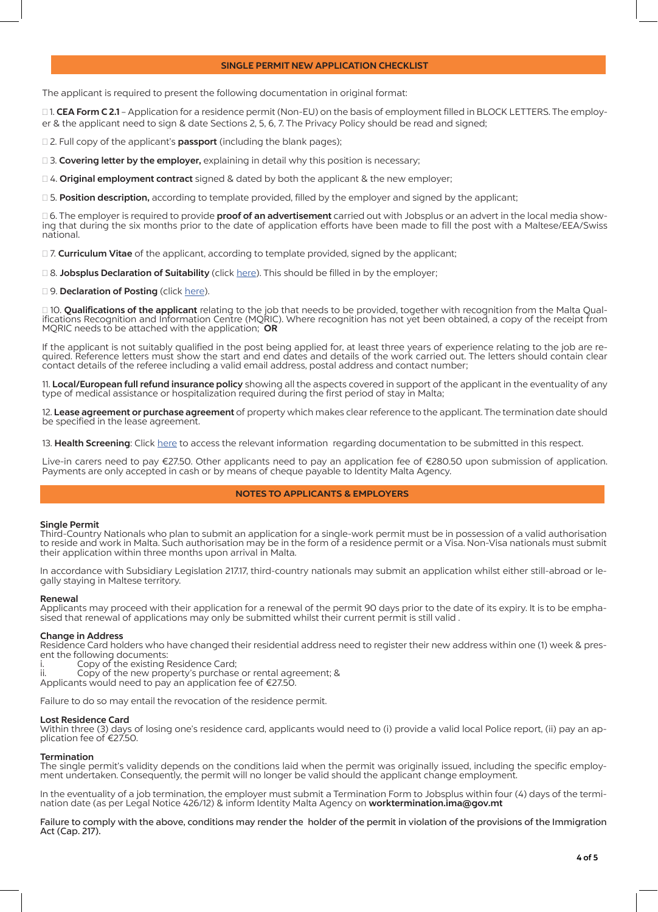## SINGLE PERMIT NEW APPLICATION CHECKLIST

The applicant is required to present the following documentation in original format:

☐ 1. **CEA Form C 2.1** – Application for a residence permit (Non-EU) on the basis of employment filled in BLOCK LETTERS. The employer & the applicant need to sign & date Sections 2, 5, 6, 7. The Privacy Policy should be read and signed;

☐ 2. Full copy of the applicant's **passport** (including the blank pages);

☐ 3. **Covering letter by the employer,** explaining in detail why this position is necessary;

☐ 4. **Original employment contract** signed & dated by both the applicant & the new employer;

☐ 5. **Position description,** according to template provided, filled by the employer and signed by the applicant;

☐ 6. The employer is required to provide **proof of an advertisement** carried out with Jobsplus or an advert in the local media showing that during the six months prior to the date of application efforts have been made to fill the post with a Maltese/EEA/Swiss national.

☐ 7. **Curriculum Vitae** of the applicant, according to template provided, signed by the applicant;

☐ 8. **Jobsplus Declaration of Suitability** (click here). This should be filled in by the employer;

☐ 9. **Declaration of Posting** (click here).

☐ 10. **Qualifications of the applicant** relating to the job that needs to be provided, together with recognition from the Malta Qualifications Recognition and Information Centre (MQRIC). Where recognition has not yet been obtained, a copy of the receipt from MQRIC needs to be attached with the application; **OR**

If the applicant is not suitably qualified in the post being applied for, at least three years of experience relating to the job are required. Reference letters must show the start and end dates and details of the work carried out. The letters should contain clear contact details of the referee including a valid email address, postal address and contact number;

11. **Local/European full refund insurance policy** showing all the aspects covered in support of the applicant in the eventuality of any type of medical assistance or hospitalization required during the first period of stay in Malta;

12. **Lease agreement or purchase agreement** of property which makes clear reference to the applicant. The termination date should be specified in the lease agreement.

13. **Health Screening**: Click here to access the relevant information regarding documentation to be submitted in this respect.

Live-in carers need to pay €27.50. Other applicants need to pay an application fee of €280.50 upon submission of application. Payments are only accepted in cash or by means of cheque payable to Identity Malta Agency.

## NOTES TO APPLICANTS & EMPLOYERS

**Single Permit**
Third-Country Nationals who plan to submit an application for a single-work permit must be in possession of a valid authorisation to reside and work in Malta. Such authorisation may be in the form of a residence permit or a Visa. Non-Visa nationals must submit their application within three months upon arrival in Malta.

In accordance with Subsidiary Legislation 217.17, third-country nationals may submit an application whilst either still-abroad or legally staying in Maltese territory.

**Renewal**
Applicants may proceed with their application for a renewal of the permit 90 days prior to the date of its expiry. It is to be emphasised that renewal of applications may only be submitted whilst their current permit is still valid .

**Change in Address**
Residence Card holders who have changed their residential address need to register their new address within one (1) week & present the following documents:

i. Copy of the existing Residence Card;
ii. Copy of the new property's purchase or rental agreement; &

Applicants would need to pay an application fee of €27.50.

Failure to do so may entail the revocation of the residence permit.

**Lost Residence Card**
Within three (3) days of losing one's residence card, applicants would need to (i) provide a valid local Police report, (ii) pay an application fee of €27.50.

**Termination**
The single permit's validity depends on the conditions laid when the permit was originally issued, including the specific employment undertaken. Consequently, the permit will no longer be valid should the applicant change employment.

In the eventuality of a job termination, the employer must submit a Termination Form to Jobsplus within four (4) days of the termination date (as per Legal Notice 426/12) & inform Identity Malta Agency on **worktermination.ima@gov.mt**

**Failure to comply with the above, conditions may render the holder of the permit in violation of the provisions of the Immigration Act (Cap. 217).**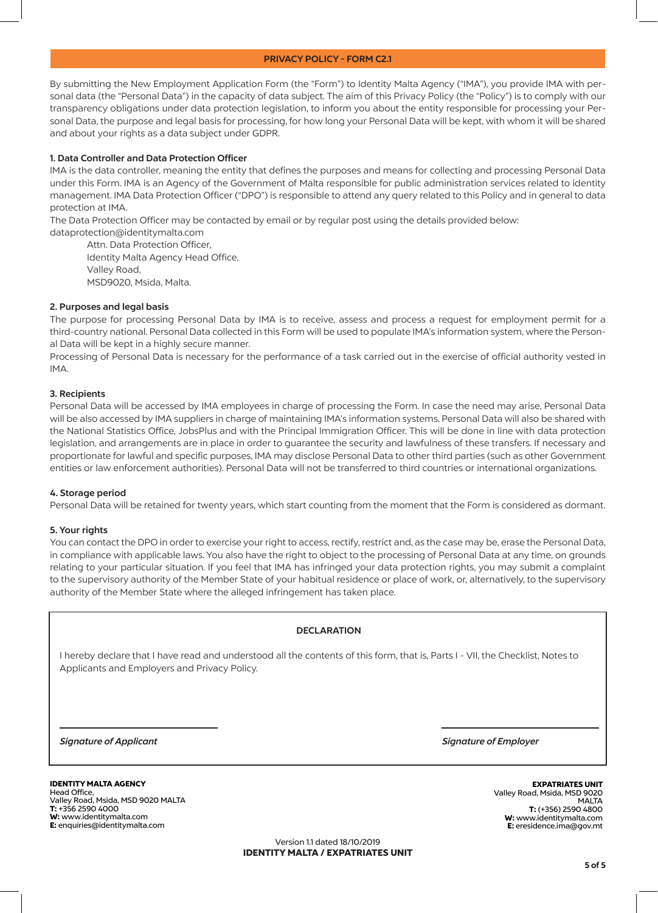## PRIVACY POLICY - FORM C2.1

By submitting the New Employment Application Form (the "Form") to Identity Malta Agency ("IMA"), you provide IMA with personal data (the "Personal Data") in the capacity of data subject. The aim of this Privacy Policy (the "Policy") is to comply with our transparency obligations under data protection legislation, to inform you about the entity responsible for processing your Personal Data, the purpose and legal basis for processing, for how long your Personal Data will be kept, with whom it will be shared and about your rights as a data subject under GDPR.

### 1. Data Controller and Data Protection Officer

IMA is the data controller, meaning the entity that defines the purposes and means for collecting and processing Personal Data under this Form. IMA is an Agency of the Government of Malta responsible for public administration services related to identity management. IMA Data Protection Officer ("DPO") is responsible to attend any query related to this Policy and in general to data protection at IMA.

The Data Protection Officer may be contacted by email or by regular post using the details provided below:

dataprotection@identitymalta.com

Attn. Data Protection Officer,
Identity Malta Agency Head Office,
Valley Road,
MSD9020, Msida, Malta.

### 2. Purposes and legal basis

The purpose for processing Personal Data by IMA is to receive, assess and process a request for employment permit for a third-country national. Personal Data collected in this Form will be used to populate IMA's information system, where the Personal Data will be kept in a highly secure manner.

Processing of Personal Data is necessary for the performance of a task carried out in the exercise of official authority vested in IMA.

### 3. Recipients

Personal Data will be accessed by IMA employees in charge of processing the Form. In case the need may arise, Personal Data will be also accessed by IMA suppliers in charge of maintaining IMA's information systems. Personal Data will also be shared with the National Statistics Office, JobsPlus and with the Principal Immigration Officer. This will be done in line with data protection legislation, and arrangements are in place in order to guarantee the security and lawfulness of these transfers. If necessary and proportionate for lawful and specific purposes, IMA may disclose Personal Data to other third parties (such as other Government entities or law enforcement authorities). Personal Data will not be transferred to third countries or international organizations.

### 4. Storage period

Personal Data will be retained for twenty years, which start counting from the moment that the Form is considered as dormant.

### 5. Your rights

You can contact the DPO in order to exercise your right to access, rectify, restrict and, as the case may be, erase the Personal Data, in compliance with applicable laws. You also have the right to object to the processing of Personal Data at any time, on grounds relating to your particular situation. If you feel that IMA has infringed your data protection rights, you may submit a complaint to the supervisory authority of the Member State of your habitual residence or place of work, or, alternatively, to the supervisory authority of the Member State where the alleged infringement has taken place.

### DECLARATION

I hereby declare that I have read and understood all the contents of this form, that is, Parts I - VII, the Checklist, Notes to Applicants and Employers and Privacy Policy.

\_\_\_\_\_\_\_\_\_\_\_\_\_\_\_\_\_\_\_\_

*Signature of Applicant*

\_\_\_\_\_\_\_\_\_\_\_\_\_\_\_\_\_\_\_\_

*Signature of Employer*

**IDENTITY MALTA AGENCY**
Head Office,
Valley Road, Msida, MSD 9020 MALTA
**T:** +356 2590 4000
**W:** www.identitymalta.com
**E:** enquiries@identitymalta.com

**EXPATRIATES UNIT**
Valley Road, Msida, MSD 9020
MALTA
**T:** (+356) 2590 4800
**W:** www.identitymalta.com
**E:** eresidence.ima@gov.mt

Version 1.1 dated 18/10/2019
**IDENTITY MALTA / EXPATRIATES UNIT**